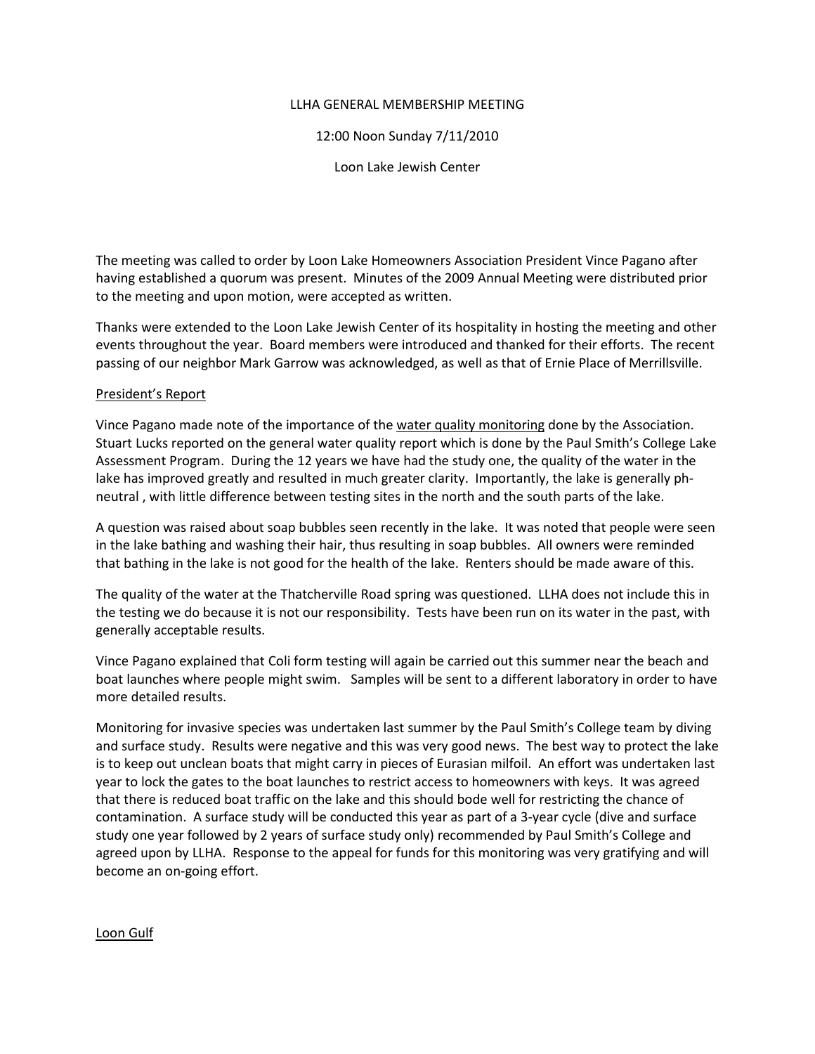LLHA GENERAL MEMBERSHIP MEETING

12:00 Noon Sunday 7/11/2010

Loon Lake Jewish Center

The meeting was called to order by Loon Lake Homeowners Association President Vince Pagano after having established a quorum was present. Minutes of the 2009 Annual Meeting were distributed prior to the meeting and upon motion, were accepted as written.

Thanks were extended to the Loon Lake Jewish Center of its hospitality in hosting the meeting and other events throughout the year. Board members were introduced and thanked for their efforts. The recent passing of our neighbor Mark Garrow was acknowledged, as well as that of Ernie Place of Merrillsville.

<u>President's Report</u>

Vince Pagano made note of the importance of the <u>water quality monitoring</u> done by the Association. Stuart Lucks reported on the general water quality report which is done by the Paul Smith's College Lake Assessment Program. During the 12 years we have had the study one, the quality of the water in the lake has improved greatly and resulted in much greater clarity. Importantly, the lake is generally ph-neutral , with little difference between testing sites in the north and the south parts of the lake.

A question was raised about soap bubbles seen recently in the lake. It was noted that people were seen in the lake bathing and washing their hair, thus resulting in soap bubbles. All owners were reminded that bathing in the lake is not good for the health of the lake. Renters should be made aware of this.

The quality of the water at the Thatcherville Road spring was questioned. LLHA does not include this in the testing we do because it is not our responsibility. Tests have been run on its water in the past, with generally acceptable results.

Vince Pagano explained that Coli form testing will again be carried out this summer near the beach and boat launches where people might swim. Samples will be sent to a different laboratory in order to have more detailed results.

Monitoring for invasive species was undertaken last summer by the Paul Smith's College team by diving and surface study. Results were negative and this was very good news. The best way to protect the lake is to keep out unclean boats that might carry in pieces of Eurasian milfoil. An effort was undertaken last year to lock the gates to the boat launches to restrict access to homeowners with keys. It was agreed that there is reduced boat traffic on the lake and this should bode well for restricting the chance of contamination. A surface study will be conducted this year as part of a 3-year cycle (dive and surface study one year followed by 2 years of surface study only) recommended by Paul Smith's College and agreed upon by LLHA. Response to the appeal for funds for this monitoring was very gratifying and will become an on-going effort.

<u>Loon Gulf</u>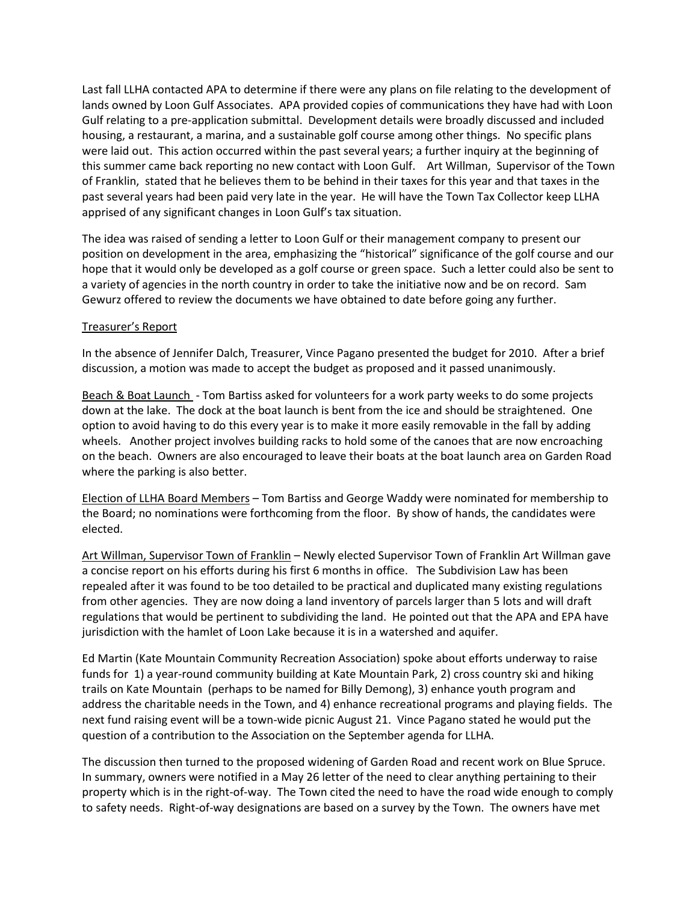Last fall LLHA contacted APA to determine if there were any plans on file relating to the development of lands owned by Loon Gulf Associates. APA provided copies of communications they have had with Loon Gulf relating to a pre-application submittal. Development details were broadly discussed and included housing, a restaurant, a marina, and a sustainable golf course among other things. No specific plans were laid out. This action occurred within the past several years; a further inquiry at the beginning of this summer came back reporting no new contact with Loon Gulf. Art Willman, Supervisor of the Town of Franklin, stated that he believes them to be behind in their taxes for this year and that taxes in the past several years had been paid very late in the year. He will have the Town Tax Collector keep LLHA apprised of any significant changes in Loon Gulf's tax situation.

The idea was raised of sending a letter to Loon Gulf or their management company to present our position on development in the area, emphasizing the "historical" significance of the golf course and our hope that it would only be developed as a golf course or green space. Such a letter could also be sent to a variety of agencies in the north country in order to take the initiative now and be on record. Sam Gewurz offered to review the documents we have obtained to date before going any further.

<u>Treasurer's Report</u>

In the absence of Jennifer Dalch, Treasurer, Vince Pagano presented the budget for 2010. After a brief discussion, a motion was made to accept the budget as proposed and it passed unanimously.

<u>Beach & Boat Launch</u> - Tom Bartiss asked for volunteers for a work party weeks to do some projects down at the lake. The dock at the boat launch is bent from the ice and should be straightened. One option to avoid having to do this every year is to make it more easily removable in the fall by adding wheels. Another project involves building racks to hold some of the canoes that are now encroaching on the beach. Owners are also encouraged to leave their boats at the boat launch area on Garden Road where the parking is also better.

<u>Election of LLHA Board Members</u> – Tom Bartiss and George Waddy were nominated for membership to the Board; no nominations were forthcoming from the floor. By show of hands, the candidates were elected.

<u>Art Willman, Supervisor Town of Franklin</u> – Newly elected Supervisor Town of Franklin Art Willman gave a concise report on his efforts during his first 6 months in office. The Subdivision Law has been repealed after it was found to be too detailed to be practical and duplicated many existing regulations from other agencies. They are now doing a land inventory of parcels larger than 5 lots and will draft regulations that would be pertinent to subdividing the land. He pointed out that the APA and EPA have jurisdiction with the hamlet of Loon Lake because it is in a watershed and aquifer.

Ed Martin (Kate Mountain Community Recreation Association) spoke about efforts underway to raise funds for 1) a year-round community building at Kate Mountain Park, 2) cross country ski and hiking trails on Kate Mountain (perhaps to be named for Billy Demong), 3) enhance youth program and address the charitable needs in the Town, and 4) enhance recreational programs and playing fields. The next fund raising event will be a town-wide picnic August 21. Vince Pagano stated he would put the question of a contribution to the Association on the September agenda for LLHA.

The discussion then turned to the proposed widening of Garden Road and recent work on Blue Spruce. In summary, owners were notified in a May 26 letter of the need to clear anything pertaining to their property which is in the right-of-way. The Town cited the need to have the road wide enough to comply to safety needs. Right-of-way designations are based on a survey by the Town. The owners have met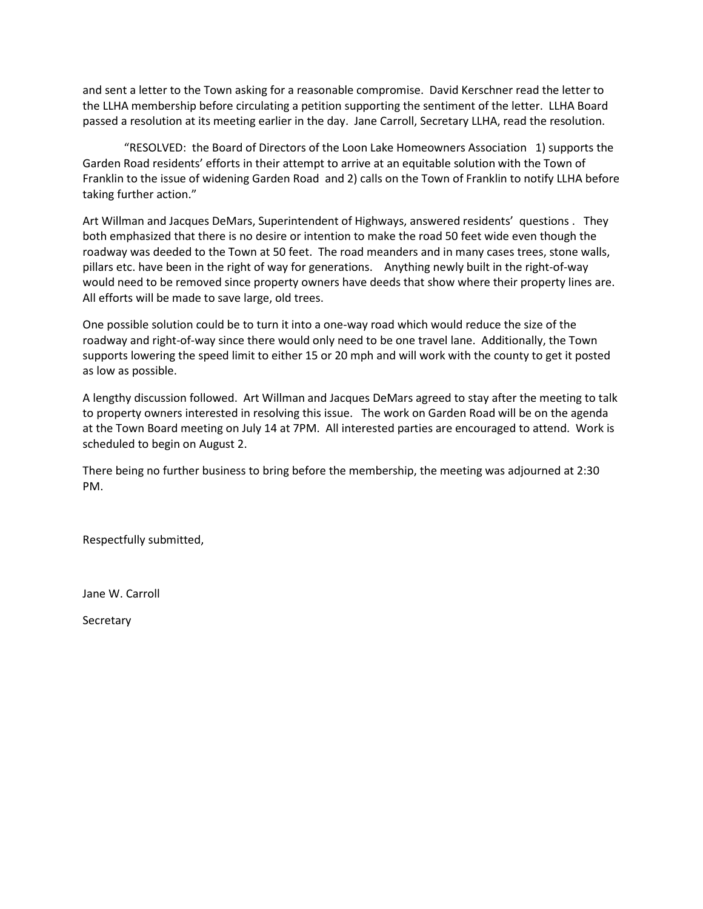and sent a letter to the Town asking for a reasonable compromise. David Kerschner read the letter to the LLHA membership before circulating a petition supporting the sentiment of the letter. LLHA Board passed a resolution at its meeting earlier in the day. Jane Carroll, Secretary LLHA, read the resolution.

"RESOLVED: the Board of Directors of the Loon Lake Homeowners Association 1) supports the Garden Road residents' efforts in their attempt to arrive at an equitable solution with the Town of Franklin to the issue of widening Garden Road and 2) calls on the Town of Franklin to notify LLHA before taking further action."

Art Willman and Jacques DeMars, Superintendent of Highways, answered residents' questions . They both emphasized that there is no desire or intention to make the road 50 feet wide even though the roadway was deeded to the Town at 50 feet. The road meanders and in many cases trees, stone walls, pillars etc. have been in the right of way for generations. Anything newly built in the right-of-way would need to be removed since property owners have deeds that show where their property lines are. All efforts will be made to save large, old trees.

One possible solution could be to turn it into a one-way road which would reduce the size of the roadway and right-of-way since there would only need to be one travel lane. Additionally, the Town supports lowering the speed limit to either 15 or 20 mph and will work with the county to get it posted as low as possible.

A lengthy discussion followed. Art Willman and Jacques DeMars agreed to stay after the meeting to talk to property owners interested in resolving this issue. The work on Garden Road will be on the agenda at the Town Board meeting on July 14 at 7PM. All interested parties are encouraged to attend. Work is scheduled to begin on August 2.

There being no further business to bring before the membership, the meeting was adjourned at 2:30 PM.

Respectfully submitted,

Jane W. Carroll

Secretary